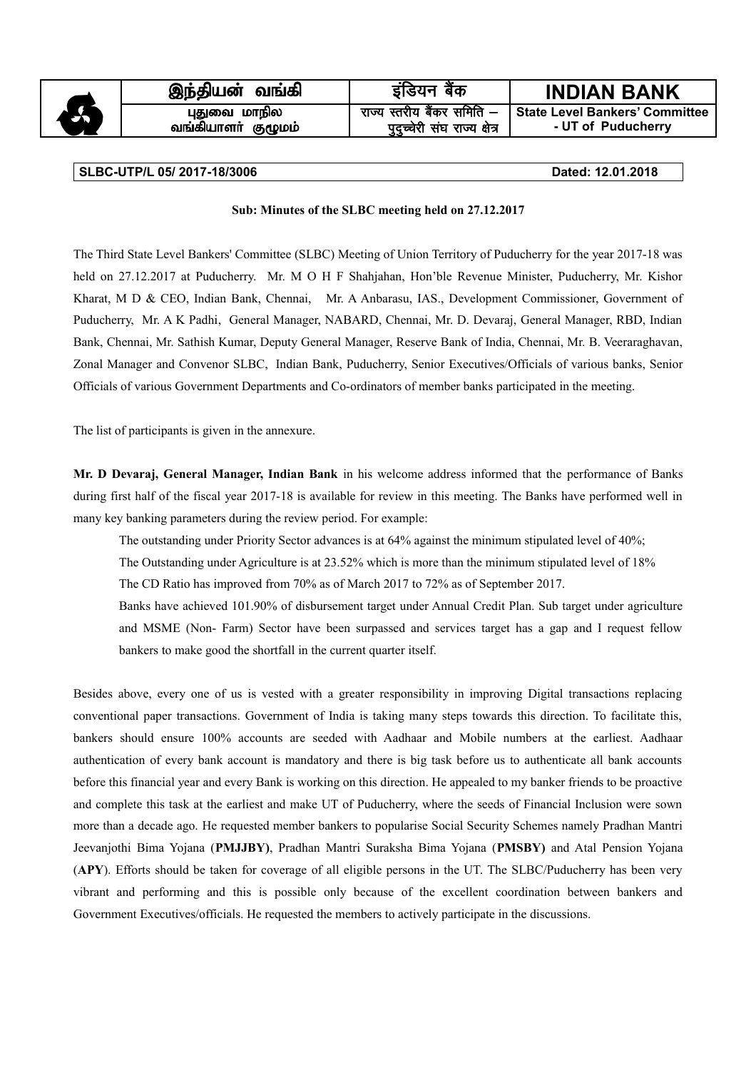| | இந்தியன் வங்கி | इंडियन बैंक | INDIAN BANK |
|---|---|---|---|
| | புதுவை மாநில வங்கியாளர் குழுமம் | राज्य स्तरीय बैंकर समिति – पुदुच्चेरी संघ राज्य क्षेत्र | State Level Bankers' Committee - UT of Puducherry |

**SLBC-UTP/L 05/ 2017-18/3006** **Dated: 12.01.2018**

**Sub: Minutes of the SLBC meeting held on 27.12.2017**

The Third State Level Bankers' Committee (SLBC) Meeting of Union Territory of Puducherry for the year 2017-18 was held on 27.12.2017 at Puducherry. Mr. M O H F Shahjahan, Hon'ble Revenue Minister, Puducherry, Mr. Kishor Kharat, M D & CEO, Indian Bank, Chennai, Mr. A Anbarasu, IAS., Development Commissioner, Government of Puducherry, Mr. A K Padhi, General Manager, NABARD, Chennai, Mr. D. Devaraj, General Manager, RBD, Indian Bank, Chennai, Mr. Sathish Kumar, Deputy General Manager, Reserve Bank of India, Chennai, Mr. B. Veeraraghavan, Zonal Manager and Convenor SLBC, Indian Bank, Puducherry, Senior Executives/Officials of various banks, Senior Officials of various Government Departments and Co-ordinators of member banks participated in the meeting.

The list of participants is given in the annexure.

**Mr. D Devaraj, General Manager, Indian Bank** in his welcome address informed that the performance of Banks during first half of the fiscal year 2017-18 is available for review in this meeting. The Banks have performed well in many key banking parameters during the review period. For example:

The outstanding under Priority Sector advances is at 64% against the minimum stipulated level of 40%;

The Outstanding under Agriculture is at 23.52% which is more than the minimum stipulated level of 18%

The CD Ratio has improved from 70% as of March 2017 to 72% as of September 2017.

Banks have achieved 101.90% of disbursement target under Annual Credit Plan. Sub target under agriculture and MSME (Non- Farm) Sector have been surpassed and services target has a gap and I request fellow bankers to make good the shortfall in the current quarter itself.

Besides above, every one of us is vested with a greater responsibility in improving Digital transactions replacing conventional paper transactions. Government of India is taking many steps towards this direction. To facilitate this, bankers should ensure 100% accounts are seeded with Aadhaar and Mobile numbers at the earliest. Aadhaar authentication of every bank account is mandatory and there is big task before us to authenticate all bank accounts before this financial year and every Bank is working on this direction. He appealed to my banker friends to be proactive and complete this task at the earliest and make UT of Puducherry, where the seeds of Financial Inclusion were sown more than a decade ago. He requested member bankers to popularise Social Security Schemes namely Pradhan Mantri Jeevanjothi Bima Yojana (**PMJJBY)**, Pradhan Mantri Suraksha Bima Yojana (**PMSBY)** and Atal Pension Yojana (**APY**). Efforts should be taken for coverage of all eligible persons in the UT. The SLBC/Puducherry has been very vibrant and performing and this is possible only because of the excellent coordination between bankers and Government Executives/officials. He requested the members to actively participate in the discussions.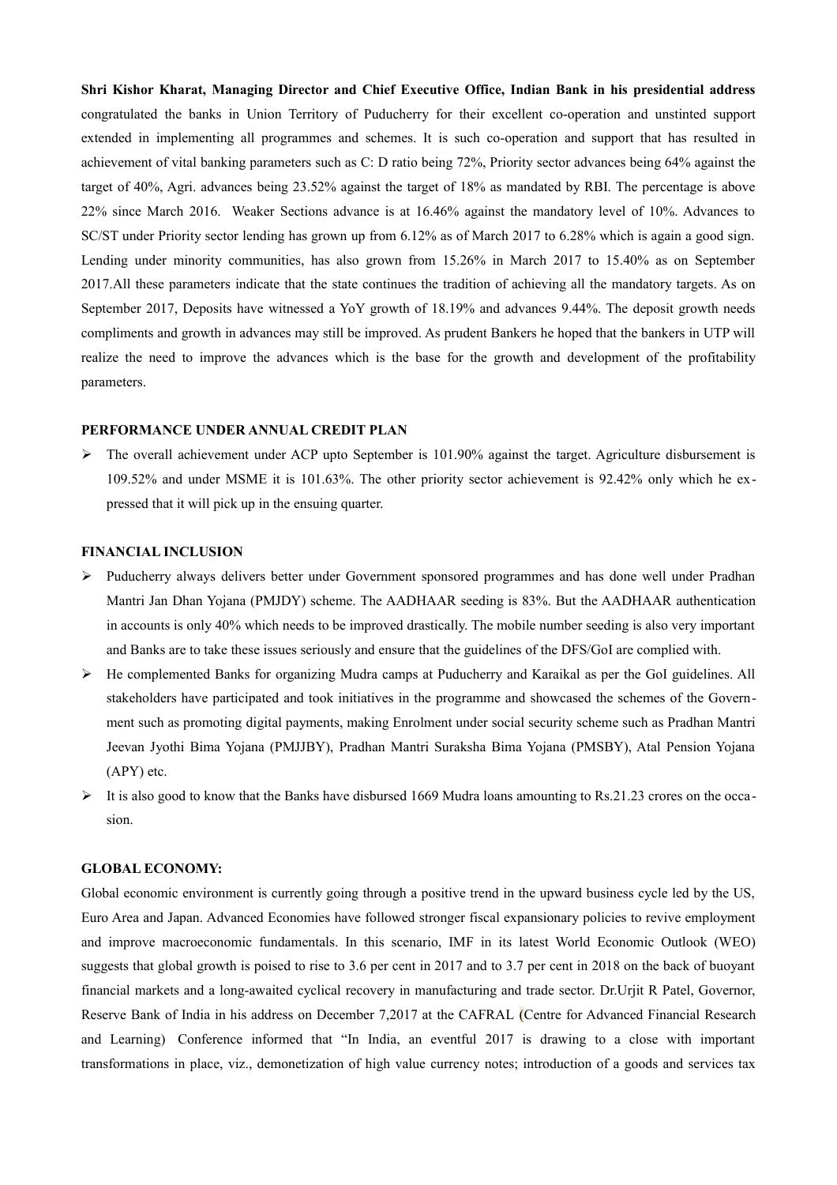**Shri Kishor Kharat, Managing Director and Chief Executive Office, Indian Bank in his presidential address** congratulated the banks in Union Territory of Puducherry for their excellent co-operation and unstinted support extended in implementing all programmes and schemes. It is such co-operation and support that has resulted in achievement of vital banking parameters such as C: D ratio being 72%, Priority sector advances being 64% against the target of 40%, Agri. advances being 23.52% against the target of 18% as mandated by RBI. The percentage is above 22% since March 2016. Weaker Sections advance is at 16.46% against the mandatory level of 10%. Advances to SC/ST under Priority sector lending has grown up from 6.12% as of March 2017 to 6.28% which is again a good sign. Lending under minority communities, has also grown from 15.26% in March 2017 to 15.40% as on September 2017.All these parameters indicate that the state continues the tradition of achieving all the mandatory targets. As on September 2017, Deposits have witnessed a YoY growth of 18.19% and advances 9.44%. The deposit growth needs compliments and growth in advances may still be improved. As prudent Bankers he hoped that the bankers in UTP will realize the need to improve the advances which is the base for the growth and development of the profitability parameters.

**PERFORMANCE UNDER ANNUAL CREDIT PLAN**

- The overall achievement under ACP upto September is 101.90% against the target. Agriculture disbursement is 109.52% and under MSME it is 101.63%. The other priority sector achievement is 92.42% only which he expressed that it will pick up in the ensuing quarter.

**FINANCIAL INCLUSION**

- Puducherry always delivers better under Government sponsored programmes and has done well under Pradhan Mantri Jan Dhan Yojana (PMJDY) scheme. The AADHAAR seeding is 83%. But the AADHAAR authentication in accounts is only 40% which needs to be improved drastically. The mobile number seeding is also very important and Banks are to take these issues seriously and ensure that the guidelines of the DFS/GoI are complied with.
- He complemented Banks for organizing Mudra camps at Puducherry and Karaikal as per the GoI guidelines. All stakeholders have participated and took initiatives in the programme and showcased the schemes of the Government such as promoting digital payments, making Enrolment under social security scheme such as Pradhan Mantri Jeevan Jyothi Bima Yojana (PMJJBY), Pradhan Mantri Suraksha Bima Yojana (PMSBY), Atal Pension Yojana (APY) etc.
- It is also good to know that the Banks have disbursed 1669 Mudra loans amounting to Rs.21.23 crores on the occasion.

**GLOBAL ECONOMY:**

Global economic environment is currently going through a positive trend in the upward business cycle led by the US, Euro Area and Japan. Advanced Economies have followed stronger fiscal expansionary policies to revive employment and improve macroeconomic fundamentals. In this scenario, IMF in its latest World Economic Outlook (WEO) suggests that global growth is poised to rise to 3.6 per cent in 2017 and to 3.7 per cent in 2018 on the back of buoyant financial markets and a long-awaited cyclical recovery in manufacturing and trade sector. Dr.Urjit R Patel, Governor, Reserve Bank of India in his address on December 7,2017 at the CAFRAL (Centre for Advanced Financial Research and Learning) Conference informed that "In India, an eventful 2017 is drawing to a close with important transformations in place, viz., demonetization of high value currency notes; introduction of a goods and services tax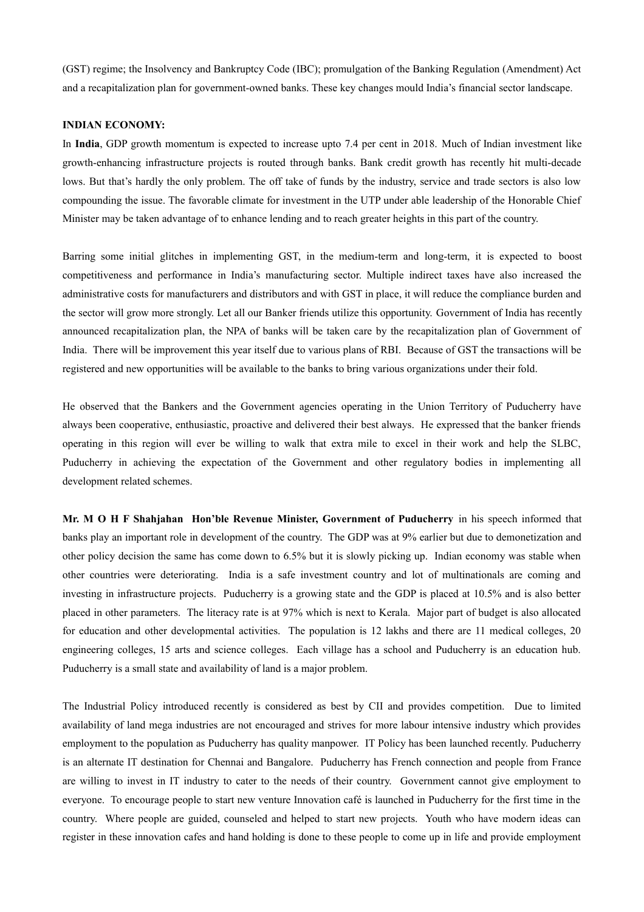(GST) regime; the Insolvency and Bankruptcy Code (IBC); promulgation of the Banking Regulation (Amendment) Act and a recapitalization plan for government-owned banks. These key changes mould India's financial sector landscape.

**INDIAN ECONOMY:**

In **India**, GDP growth momentum is expected to increase upto 7.4 per cent in 2018. Much of Indian investment like growth-enhancing infrastructure projects is routed through banks. Bank credit growth has recently hit multi-decade lows. But that's hardly the only problem. The off take of funds by the industry, service and trade sectors is also low compounding the issue. The favorable climate for investment in the UTP under able leadership of the Honorable Chief Minister may be taken advantage of to enhance lending and to reach greater heights in this part of the country.

Barring some initial glitches in implementing GST, in the medium-term and long-term, it is expected to boost competitiveness and performance in India's manufacturing sector. Multiple indirect taxes have also increased the administrative costs for manufacturers and distributors and with GST in place, it will reduce the compliance burden and the sector will grow more strongly. Let all our Banker friends utilize this opportunity. Government of India has recently announced recapitalization plan, the NPA of banks will be taken care by the recapitalization plan of Government of India. There will be improvement this year itself due to various plans of RBI. Because of GST the transactions will be registered and new opportunities will be available to the banks to bring various organizations under their fold.

He observed that the Bankers and the Government agencies operating in the Union Territory of Puducherry have always been cooperative, enthusiastic, proactive and delivered their best always. He expressed that the banker friends operating in this region will ever be willing to walk that extra mile to excel in their work and help the SLBC, Puducherry in achieving the expectation of the Government and other regulatory bodies in implementing all development related schemes.

**Mr. M O H F Shahjahan Hon'ble Revenue Minister, Government of Puducherry** in his speech informed that banks play an important role in development of the country. The GDP was at 9% earlier but due to demonetization and other policy decision the same has come down to 6.5% but it is slowly picking up. Indian economy was stable when other countries were deteriorating. India is a safe investment country and lot of multinationals are coming and investing in infrastructure projects. Puducherry is a growing state and the GDP is placed at 10.5% and is also better placed in other parameters. The literacy rate is at 97% which is next to Kerala. Major part of budget is also allocated for education and other developmental activities. The population is 12 lakhs and there are 11 medical colleges, 20 engineering colleges, 15 arts and science colleges. Each village has a school and Puducherry is an education hub. Puducherry is a small state and availability of land is a major problem.

The Industrial Policy introduced recently is considered as best by CII and provides competition. Due to limited availability of land mega industries are not encouraged and strives for more labour intensive industry which provides employment to the population as Puducherry has quality manpower. IT Policy has been launched recently. Puducherry is an alternate IT destination for Chennai and Bangalore. Puducherry has French connection and people from France are willing to invest in IT industry to cater to the needs of their country. Government cannot give employment to everyone. To encourage people to start new venture Innovation café is launched in Puducherry for the first time in the country. Where people are guided, counseled and helped to start new projects. Youth who have modern ideas can register in these innovation cafes and hand holding is done to these people to come up in life and provide employment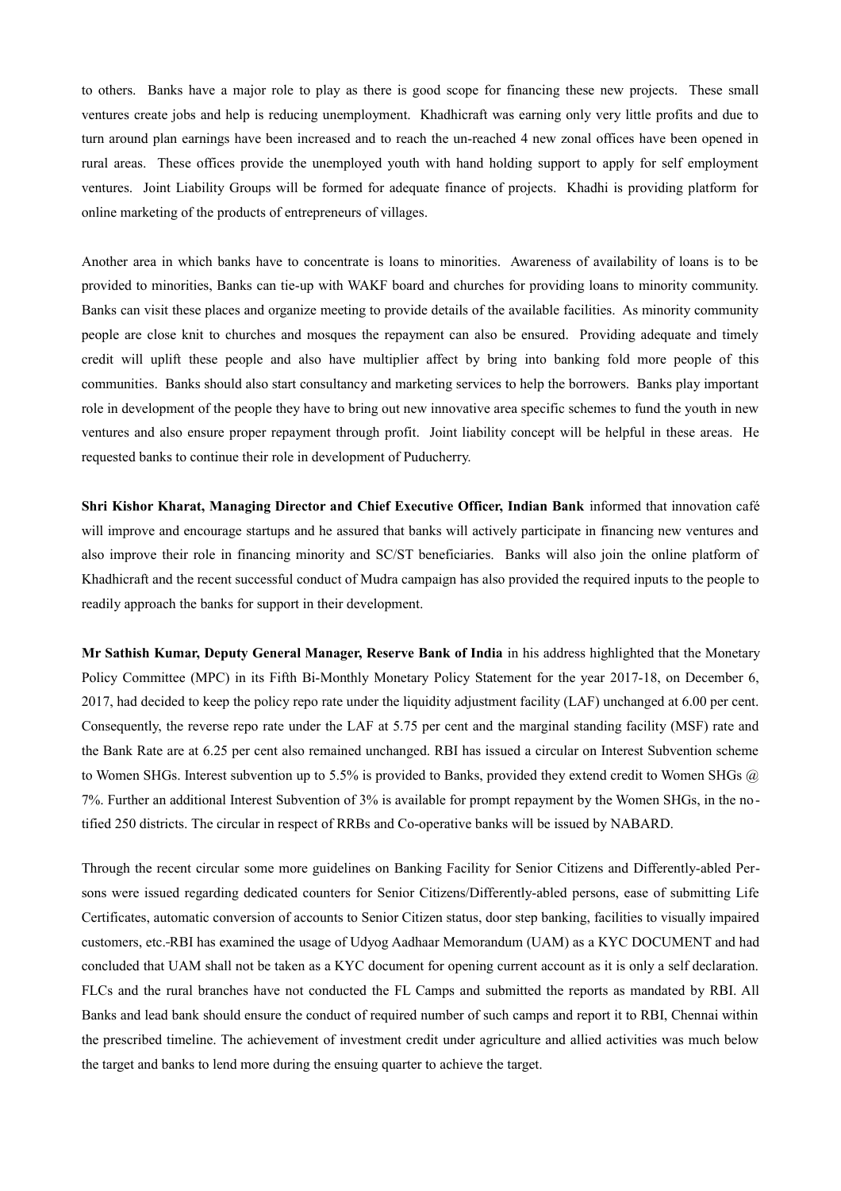to others. Banks have a major role to play as there is good scope for financing these new projects. These small ventures create jobs and help is reducing unemployment. Khadhicraft was earning only very little profits and due to turn around plan earnings have been increased and to reach the un-reached 4 new zonal offices have been opened in rural areas. These offices provide the unemployed youth with hand holding support to apply for self employment ventures. Joint Liability Groups will be formed for adequate finance of projects. Khadhi is providing platform for online marketing of the products of entrepreneurs of villages.

Another area in which banks have to concentrate is loans to minorities. Awareness of availability of loans is to be provided to minorities, Banks can tie-up with WAKF board and churches for providing loans to minority community. Banks can visit these places and organize meeting to provide details of the available facilities. As minority community people are close knit to churches and mosques the repayment can also be ensured. Providing adequate and timely credit will uplift these people and also have multiplier affect by bring into banking fold more people of this communities. Banks should also start consultancy and marketing services to help the borrowers. Banks play important role in development of the people they have to bring out new innovative area specific schemes to fund the youth in new ventures and also ensure proper repayment through profit. Joint liability concept will be helpful in these areas. He requested banks to continue their role in development of Puducherry.

**Shri Kishor Kharat, Managing Director and Chief Executive Officer, Indian Bank** informed that innovation café will improve and encourage startups and he assured that banks will actively participate in financing new ventures and also improve their role in financing minority and SC/ST beneficiaries. Banks will also join the online platform of Khadhicraft and the recent successful conduct of Mudra campaign has also provided the required inputs to the people to readily approach the banks for support in their development.

**Mr Sathish Kumar, Deputy General Manager, Reserve Bank of India** in his address highlighted that the Monetary Policy Committee (MPC) in its Fifth Bi-Monthly Monetary Policy Statement for the year 2017-18, on December 6, 2017, had decided to keep the policy repo rate under the liquidity adjustment facility (LAF) unchanged at 6.00 per cent. Consequently, the reverse repo rate under the LAF at 5.75 per cent and the marginal standing facility (MSF) rate and the Bank Rate are at 6.25 per cent also remained unchanged. RBI has issued a circular on Interest Subvention scheme to Women SHGs. Interest subvention up to 5.5% is provided to Banks, provided they extend credit to Women SHGs @ 7%. Further an additional Interest Subvention of 3% is available for prompt repayment by the Women SHGs, in the notified 250 districts. The circular in respect of RRBs and Co-operative banks will be issued by NABARD.

Through the recent circular some more guidelines on Banking Facility for Senior Citizens and Differently-abled Persons were issued regarding dedicated counters for Senior Citizens/Differently-abled persons, ease of submitting Life Certificates, automatic conversion of accounts to Senior Citizen status, door step banking, facilities to visually impaired customers, etc.-RBI has examined the usage of Udyog Aadhaar Memorandum (UAM) as a KYC DOCUMENT and had concluded that UAM shall not be taken as a KYC document for opening current account as it is only a self declaration. FLCs and the rural branches have not conducted the FL Camps and submitted the reports as mandated by RBI. All Banks and lead bank should ensure the conduct of required number of such camps and report it to RBI, Chennai within the prescribed timeline. The achievement of investment credit under agriculture and allied activities was much below the target and banks to lend more during the ensuing quarter to achieve the target.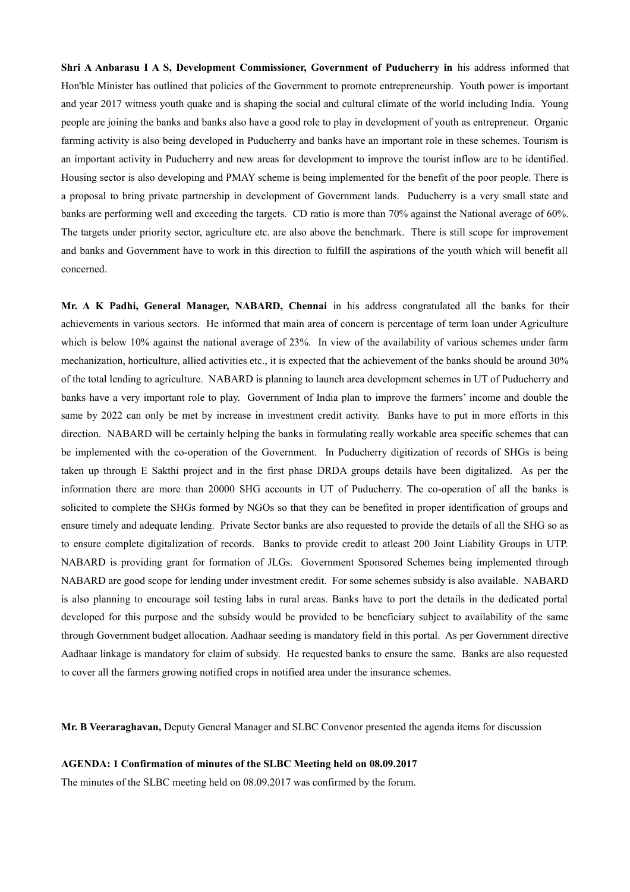**Shri A Anbarasu I A S, Development Commissioner, Government of Puducherry in** his address informed that Hon'ble Minister has outlined that policies of the Government to promote entrepreneurship. Youth power is important and year 2017 witness youth quake and is shaping the social and cultural climate of the world including India. Young people are joining the banks and banks also have a good role to play in development of youth as entrepreneur. Organic farming activity is also being developed in Puducherry and banks have an important role in these schemes. Tourism is an important activity in Puducherry and new areas for development to improve the tourist inflow are to be identified. Housing sector is also developing and PMAY scheme is being implemented for the benefit of the poor people. There is a proposal to bring private partnership in development of Government lands. Puducherry is a very small state and banks are performing well and exceeding the targets. CD ratio is more than 70% against the National average of 60%. The targets under priority sector, agriculture etc. are also above the benchmark. There is still scope for improvement and banks and Government have to work in this direction to fulfill the aspirations of the youth which will benefit all concerned.

**Mr. A K Padhi, General Manager, NABARD, Chennai** in his address congratulated all the banks for their achievements in various sectors. He informed that main area of concern is percentage of term loan under Agriculture which is below 10% against the national average of 23%. In view of the availability of various schemes under farm mechanization, horticulture, allied activities etc., it is expected that the achievement of the banks should be around 30% of the total lending to agriculture. NABARD is planning to launch area development schemes in UT of Puducherry and banks have a very important role to play. Government of India plan to improve the farmers' income and double the same by 2022 can only be met by increase in investment credit activity. Banks have to put in more efforts in this direction. NABARD will be certainly helping the banks in formulating really workable area specific schemes that can be implemented with the co-operation of the Government. In Puducherry digitization of records of SHGs is being taken up through E Sakthi project and in the first phase DRDA groups details have been digitalized. As per the information there are more than 20000 SHG accounts in UT of Puducherry. The co-operation of all the banks is solicited to complete the SHGs formed by NGOs so that they can be benefited in proper identification of groups and ensure timely and adequate lending. Private Sector banks are also requested to provide the details of all the SHG so as to ensure complete digitalization of records. Banks to provide credit to atleast 200 Joint Liability Groups in UTP. NABARD is providing grant for formation of JLGs. Government Sponsored Schemes being implemented through NABARD are good scope for lending under investment credit. For some schemes subsidy is also available. NABARD is also planning to encourage soil testing labs in rural areas. Banks have to port the details in the dedicated portal developed for this purpose and the subsidy would be provided to be beneficiary subject to availability of the same through Government budget allocation. Aadhaar seeding is mandatory field in this portal. As per Government directive Aadhaar linkage is mandatory for claim of subsidy. He requested banks to ensure the same. Banks are also requested to cover all the farmers growing notified crops in notified area under the insurance schemes.

**Mr. B Veeraraghavan,** Deputy General Manager and SLBC Convenor presented the agenda items for discussion

**AGENDA: 1 Confirmation of minutes of the SLBC Meeting held on 08.09.2017**

The minutes of the SLBC meeting held on 08.09.2017 was confirmed by the forum.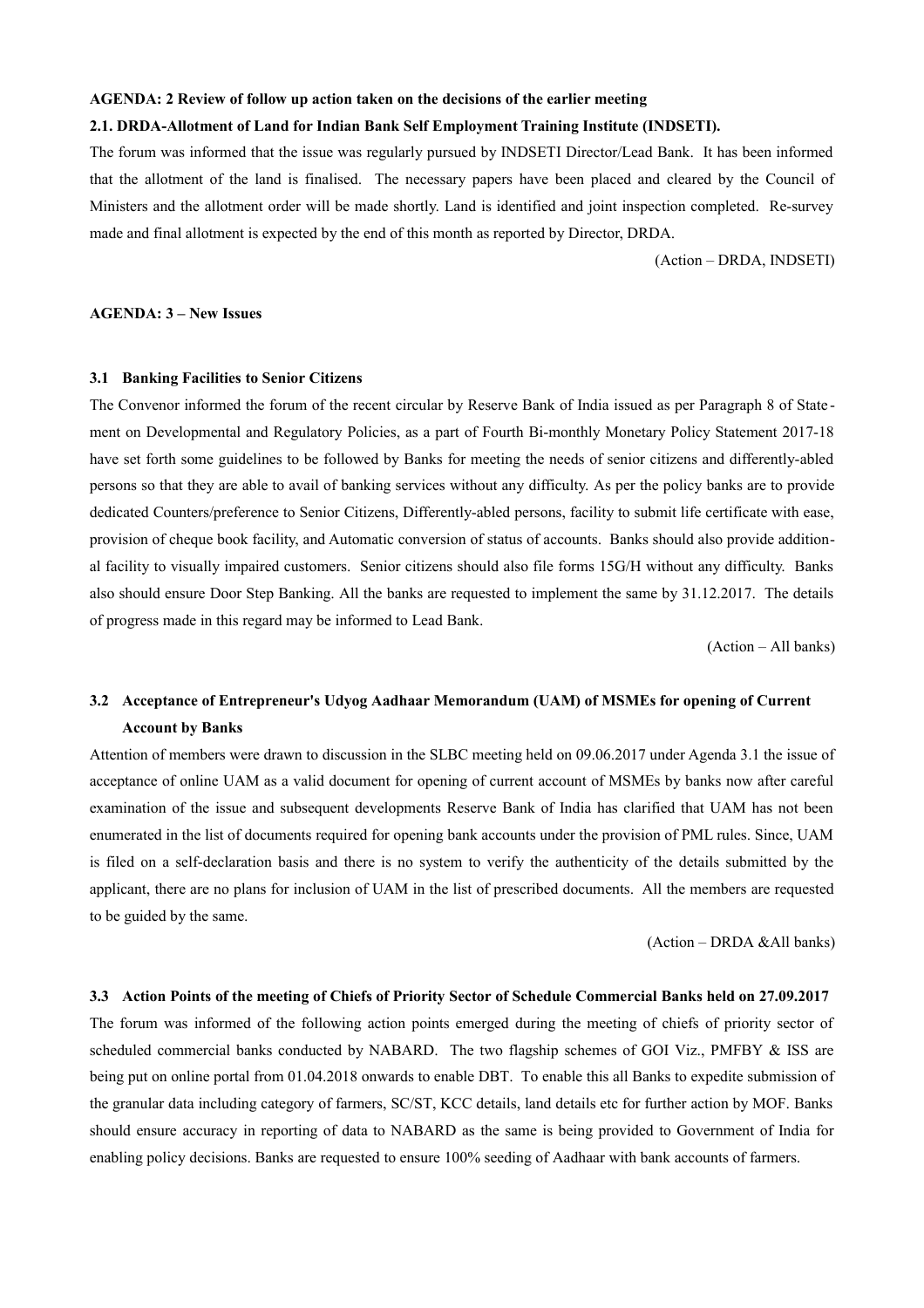**AGENDA: 2 Review of follow up action taken on the decisions of the earlier meeting**

**2.1. DRDA-Allotment of Land for Indian Bank Self Employment Training Institute (INDSETI).**

The forum was informed that the issue was regularly pursued by INDSETI Director/Lead Bank. It has been informed that the allotment of the land is finalised. The necessary papers have been placed and cleared by the Council of Ministers and the allotment order will be made shortly. Land is identified and joint inspection completed. Re-survey made and final allotment is expected by the end of this month as reported by Director, DRDA.

(Action – DRDA, INDSETI)

**AGENDA: 3 – New Issues**

**3.1 Banking Facilities to Senior Citizens**

The Convenor informed the forum of the recent circular by Reserve Bank of India issued as per Paragraph 8 of Statement on Developmental and Regulatory Policies, as a part of Fourth Bi-monthly Monetary Policy Statement 2017-18 have set forth some guidelines to be followed by Banks for meeting the needs of senior citizens and differently-abled persons so that they are able to avail of banking services without any difficulty. As per the policy banks are to provide dedicated Counters/preference to Senior Citizens, Differently-abled persons, facility to submit life certificate with ease, provision of cheque book facility, and Automatic conversion of status of accounts. Banks should also provide additional facility to visually impaired customers. Senior citizens should also file forms 15G/H without any difficulty. Banks also should ensure Door Step Banking. All the banks are requested to implement the same by 31.12.2017. The details of progress made in this regard may be informed to Lead Bank.

(Action – All banks)

**3.2 Acceptance of Entrepreneur's Udyog Aadhaar Memorandum (UAM) of MSMEs for opening of Current Account by Banks**

Attention of members were drawn to discussion in the SLBC meeting held on 09.06.2017 under Agenda 3.1 the issue of acceptance of online UAM as a valid document for opening of current account of MSMEs by banks now after careful examination of the issue and subsequent developments Reserve Bank of India has clarified that UAM has not been enumerated in the list of documents required for opening bank accounts under the provision of PML rules. Since, UAM is filed on a self-declaration basis and there is no system to verify the authenticity of the details submitted by the applicant, there are no plans for inclusion of UAM in the list of prescribed documents. All the members are requested to be guided by the same.

(Action – DRDA &All banks)

**3.3 Action Points of the meeting of Chiefs of Priority Sector of Schedule Commercial Banks held on 27.09.2017**

The forum was informed of the following action points emerged during the meeting of chiefs of priority sector of scheduled commercial banks conducted by NABARD. The two flagship schemes of GOI Viz., PMFBY & ISS are being put on online portal from 01.04.2018 onwards to enable DBT. To enable this all Banks to expedite submission of the granular data including category of farmers, SC/ST, KCC details, land details etc for further action by MOF. Banks should ensure accuracy in reporting of data to NABARD as the same is being provided to Government of India for enabling policy decisions. Banks are requested to ensure 100% seeding of Aadhaar with bank accounts of farmers.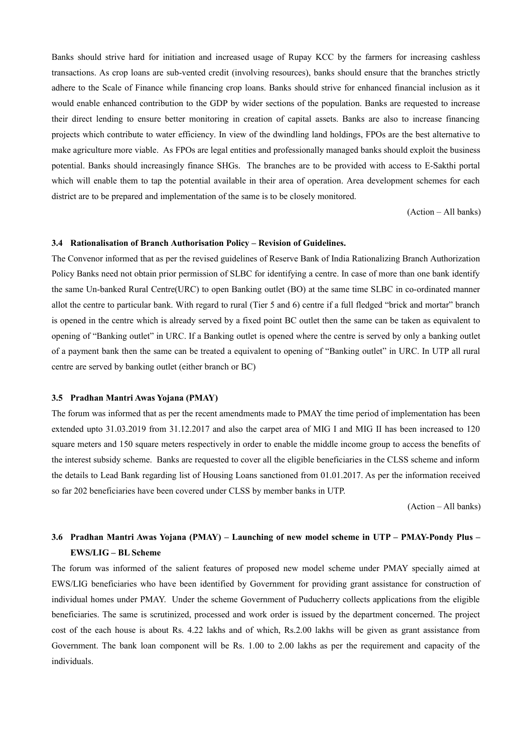Banks should strive hard for initiation and increased usage of Rupay KCC by the farmers for increasing cashless transactions. As crop loans are sub-vented credit (involving resources), banks should ensure that the branches strictly adhere to the Scale of Finance while financing crop loans. Banks should strive for enhanced financial inclusion as it would enable enhanced contribution to the GDP by wider sections of the population. Banks are requested to increase their direct lending to ensure better monitoring in creation of capital assets. Banks are also to increase financing projects which contribute to water efficiency. In view of the dwindling land holdings, FPOs are the best alternative to make agriculture more viable. As FPOs are legal entities and professionally managed banks should exploit the business potential. Banks should increasingly finance SHGs. The branches are to be provided with access to E-Sakthi portal which will enable them to tap the potential available in their area of operation. Area development schemes for each district are to be prepared and implementation of the same is to be closely monitored.

(Action – All banks)

### 3.4 Rationalisation of Branch Authorisation Policy – Revision of Guidelines.

The Convenor informed that as per the revised guidelines of Reserve Bank of India Rationalizing Branch Authorization Policy Banks need not obtain prior permission of SLBC for identifying a centre. In case of more than one bank identify the same Un-banked Rural Centre(URC) to open Banking outlet (BO) at the same time SLBC in co-ordinated manner allot the centre to particular bank. With regard to rural (Tier 5 and 6) centre if a full fledged "brick and mortar" branch is opened in the centre which is already served by a fixed point BC outlet then the same can be taken as equivalent to opening of "Banking outlet" in URC. If a Banking outlet is opened where the centre is served by only a banking outlet of a payment bank then the same can be treated a equivalent to opening of "Banking outlet" in URC. In UTP all rural centre are served by banking outlet (either branch or BC)

### 3.5 Pradhan Mantri Awas Yojana (PMAY)

The forum was informed that as per the recent amendments made to PMAY the time period of implementation has been extended upto 31.03.2019 from 31.12.2017 and also the carpet area of MIG I and MIG II has been increased to 120 square meters and 150 square meters respectively in order to enable the middle income group to access the benefits of the interest subsidy scheme. Banks are requested to cover all the eligible beneficiaries in the CLSS scheme and inform the details to Lead Bank regarding list of Housing Loans sanctioned from 01.01.2017. As per the information received so far 202 beneficiaries have been covered under CLSS by member banks in UTP.

(Action – All banks)

### 3.6 Pradhan Mantri Awas Yojana (PMAY) – Launching of new model scheme in UTP – PMAY-Pondy Plus – EWS/LIG – BL Scheme

The forum was informed of the salient features of proposed new model scheme under PMAY specially aimed at EWS/LIG beneficiaries who have been identified by Government for providing grant assistance for construction of individual homes under PMAY. Under the scheme Government of Puducherry collects applications from the eligible beneficiaries. The same is scrutinized, processed and work order is issued by the department concerned. The project cost of the each house is about Rs. 4.22 lakhs and of which, Rs.2.00 lakhs will be given as grant assistance from Government. The bank loan component will be Rs. 1.00 to 2.00 lakhs as per the requirement and capacity of the individuals.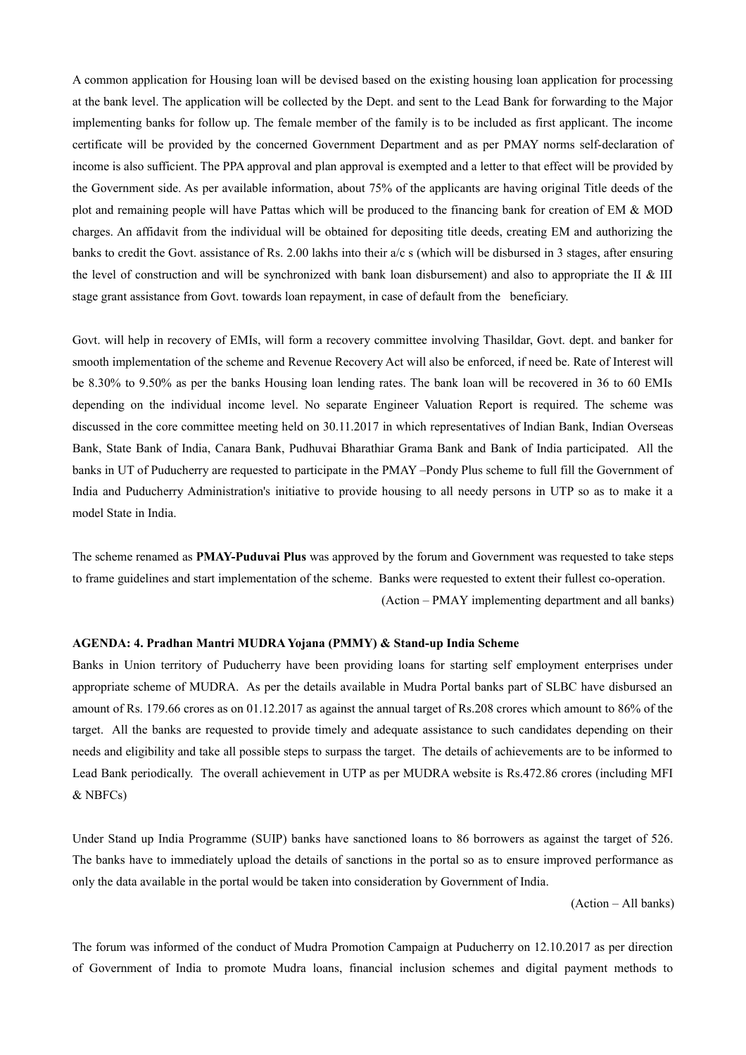A common application for Housing loan will be devised based on the existing housing loan application for processing at the bank level. The application will be collected by the Dept. and sent to the Lead Bank for forwarding to the Major implementing banks for follow up. The female member of the family is to be included as first applicant. The income certificate will be provided by the concerned Government Department and as per PMAY norms self-declaration of income is also sufficient. The PPA approval and plan approval is exempted and a letter to that effect will be provided by the Government side. As per available information, about 75% of the applicants are having original Title deeds of the plot and remaining people will have Pattas which will be produced to the financing bank for creation of EM & MOD charges. An affidavit from the individual will be obtained for depositing title deeds, creating EM and authorizing the banks to credit the Govt. assistance of Rs. 2.00 lakhs into their a/c s (which will be disbursed in 3 stages, after ensuring the level of construction and will be synchronized with bank loan disbursement) and also to appropriate the II & III stage grant assistance from Govt. towards loan repayment, in case of default from the beneficiary.

Govt. will help in recovery of EMIs, will form a recovery committee involving Thasildar, Govt. dept. and banker for smooth implementation of the scheme and Revenue Recovery Act will also be enforced, if need be. Rate of Interest will be 8.30% to 9.50% as per the banks Housing loan lending rates. The bank loan will be recovered in 36 to 60 EMIs depending on the individual income level. No separate Engineer Valuation Report is required. The scheme was discussed in the core committee meeting held on 30.11.2017 in which representatives of Indian Bank, Indian Overseas Bank, State Bank of India, Canara Bank, Pudhuvai Bharathiar Grama Bank and Bank of India participated. All the banks in UT of Puducherry are requested to participate in the PMAY –Pondy Plus scheme to full fill the Government of India and Puducherry Administration's initiative to provide housing to all needy persons in UTP so as to make it a model State in India.

The scheme renamed as **PMAY-Puduvai Plus** was approved by the forum and Government was requested to take steps to frame guidelines and start implementation of the scheme. Banks were requested to extent their fullest co-operation.

(Action – PMAY implementing department and all banks)

**AGENDA: 4. Pradhan Mantri MUDRA Yojana (PMMY) & Stand-up India Scheme**

Banks in Union territory of Puducherry have been providing loans for starting self employment enterprises under appropriate scheme of MUDRA. As per the details available in Mudra Portal banks part of SLBC have disbursed an amount of Rs. 179.66 crores as on 01.12.2017 as against the annual target of Rs.208 crores which amount to 86% of the target. All the banks are requested to provide timely and adequate assistance to such candidates depending on their needs and eligibility and take all possible steps to surpass the target. The details of achievements are to be informed to Lead Bank periodically. The overall achievement in UTP as per MUDRA website is Rs.472.86 crores (including MFI & NBFCs)

Under Stand up India Programme (SUIP) banks have sanctioned loans to 86 borrowers as against the target of 526. The banks have to immediately upload the details of sanctions in the portal so as to ensure improved performance as only the data available in the portal would be taken into consideration by Government of India.

(Action – All banks)

The forum was informed of the conduct of Mudra Promotion Campaign at Puducherry on 12.10.2017 as per direction of Government of India to promote Mudra loans, financial inclusion schemes and digital payment methods to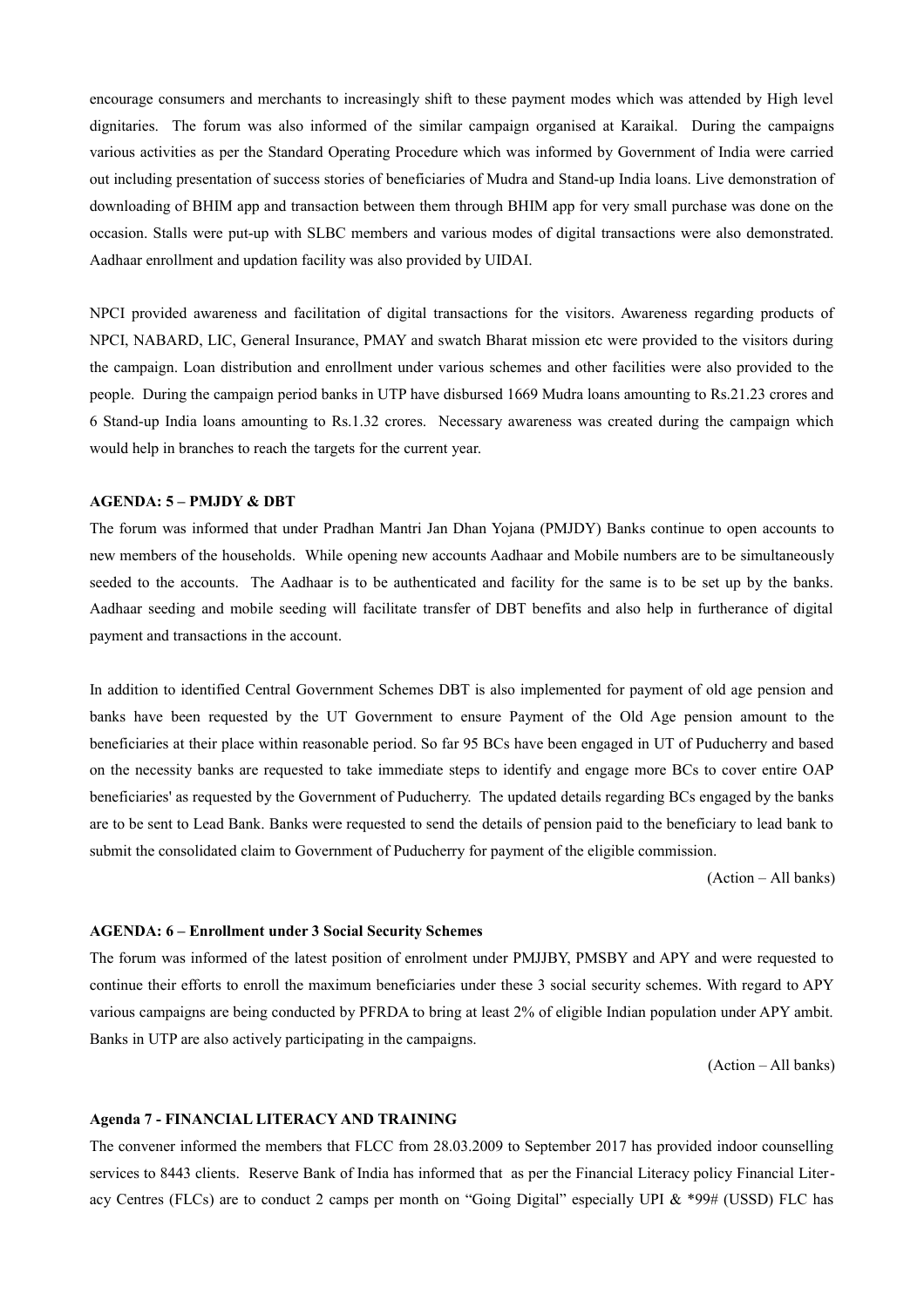encourage consumers and merchants to increasingly shift to these payment modes which was attended by High level dignitaries. The forum was also informed of the similar campaign organised at Karaikal. During the campaigns various activities as per the Standard Operating Procedure which was informed by Government of India were carried out including presentation of success stories of beneficiaries of Mudra and Stand-up India loans. Live demonstration of downloading of BHIM app and transaction between them through BHIM app for very small purchase was done on the occasion. Stalls were put-up with SLBC members and various modes of digital transactions were also demonstrated. Aadhaar enrollment and updation facility was also provided by UIDAI.

NPCI provided awareness and facilitation of digital transactions for the visitors. Awareness regarding products of NPCI, NABARD, LIC, General Insurance, PMAY and swatch Bharat mission etc were provided to the visitors during the campaign. Loan distribution and enrollment under various schemes and other facilities were also provided to the people. During the campaign period banks in UTP have disbursed 1669 Mudra loans amounting to Rs.21.23 crores and 6 Stand-up India loans amounting to Rs.1.32 crores. Necessary awareness was created during the campaign which would help in branches to reach the targets for the current year.

**AGENDA: 5 – PMJDY & DBT**

The forum was informed that under Pradhan Mantri Jan Dhan Yojana (PMJDY) Banks continue to open accounts to new members of the households. While opening new accounts Aadhaar and Mobile numbers are to be simultaneously seeded to the accounts. The Aadhaar is to be authenticated and facility for the same is to be set up by the banks. Aadhaar seeding and mobile seeding will facilitate transfer of DBT benefits and also help in furtherance of digital payment and transactions in the account.

In addition to identified Central Government Schemes DBT is also implemented for payment of old age pension and banks have been requested by the UT Government to ensure Payment of the Old Age pension amount to the beneficiaries at their place within reasonable period. So far 95 BCs have been engaged in UT of Puducherry and based on the necessity banks are requested to take immediate steps to identify and engage more BCs to cover entire OAP beneficiaries' as requested by the Government of Puducherry. The updated details regarding BCs engaged by the banks are to be sent to Lead Bank. Banks were requested to send the details of pension paid to the beneficiary to lead bank to submit the consolidated claim to Government of Puducherry for payment of the eligible commission.

(Action – All banks)

**AGENDA: 6 – Enrollment under 3 Social Security Schemes**

The forum was informed of the latest position of enrolment under PMJJBY, PMSBY and APY and were requested to continue their efforts to enroll the maximum beneficiaries under these 3 social security schemes. With regard to APY various campaigns are being conducted by PFRDA to bring at least 2% of eligible Indian population under APY ambit. Banks in UTP are also actively participating in the campaigns.

(Action – All banks)

**Agenda 7 - FINANCIAL LITERACY AND TRAINING**

The convener informed the members that FLCC from 28.03.2009 to September 2017 has provided indoor counselling services to 8443 clients. Reserve Bank of India has informed that as per the Financial Literacy policy Financial Literacy Centres (FLCs) are to conduct 2 camps per month on "Going Digital" especially UPI & *99# (USSD) FLC has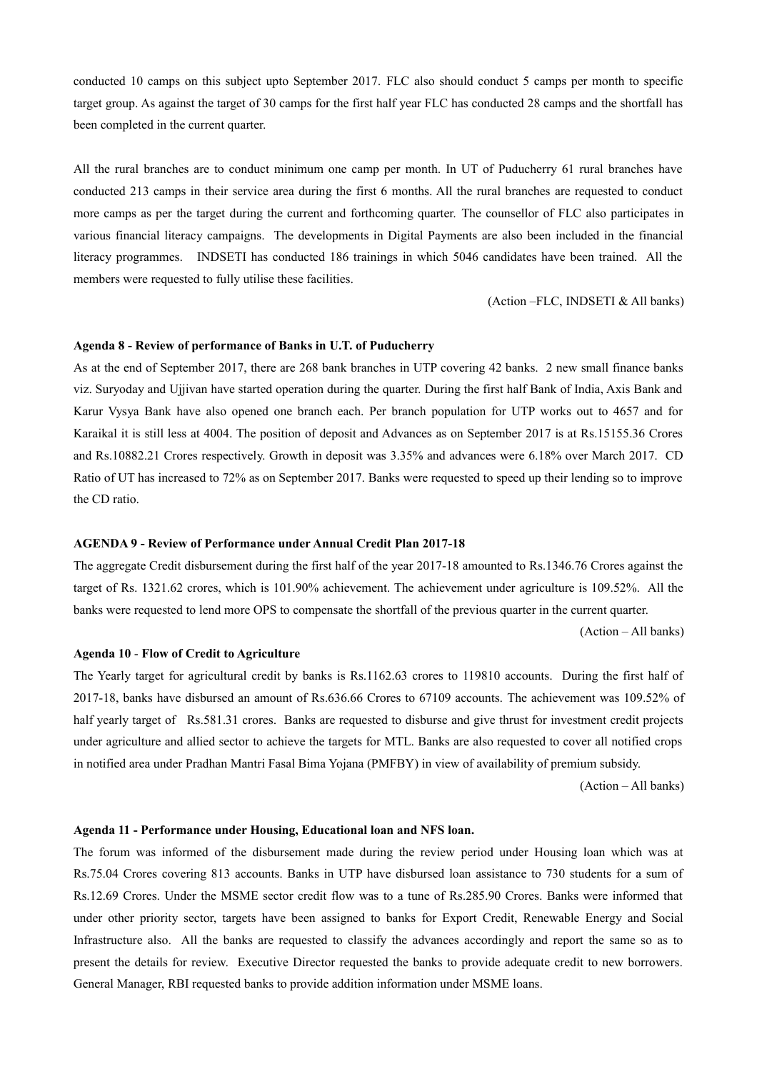conducted 10 camps on this subject upto September 2017. FLC also should conduct 5 camps per month to specific target group. As against the target of 30 camps for the first half year FLC has conducted 28 camps and the shortfall has been completed in the current quarter.

All the rural branches are to conduct minimum one camp per month. In UT of Puducherry 61 rural branches have conducted 213 camps in their service area during the first 6 months. All the rural branches are requested to conduct more camps as per the target during the current and forthcoming quarter. The counsellor of FLC also participates in various financial literacy campaigns. The developments in Digital Payments are also been included in the financial literacy programmes. INDSETI has conducted 186 trainings in which 5046 candidates have been trained. All the members were requested to fully utilise these facilities.

(Action –FLC, INDSETI & All banks)

**Agenda 8 - Review of performance of Banks in U.T. of Puducherry**

As at the end of September 2017, there are 268 bank branches in UTP covering 42 banks. 2 new small finance banks viz. Suryoday and Ujjivan have started operation during the quarter. During the first half Bank of India, Axis Bank and Karur Vysya Bank have also opened one branch each. Per branch population for UTP works out to 4657 and for Karaikal it is still less at 4004. The position of deposit and Advances as on September 2017 is at Rs.15155.36 Crores and Rs.10882.21 Crores respectively. Growth in deposit was 3.35% and advances were 6.18% over March 2017. CD Ratio of UT has increased to 72% as on September 2017. Banks were requested to speed up their lending so to improve the CD ratio.

**AGENDA 9 - Review of Performance under Annual Credit Plan 2017-18**

The aggregate Credit disbursement during the first half of the year 2017-18 amounted to Rs.1346.76 Crores against the target of Rs. 1321.62 crores, which is 101.90% achievement. The achievement under agriculture is 109.52%. All the banks were requested to lend more OPS to compensate the shortfall of the previous quarter in the current quarter.

(Action – All banks)

**Agenda 10 - Flow of Credit to Agriculture**

The Yearly target for agricultural credit by banks is Rs.1162.63 crores to 119810 accounts. During the first half of 2017-18, banks have disbursed an amount of Rs.636.66 Crores to 67109 accounts. The achievement was 109.52% of half yearly target of Rs.581.31 crores. Banks are requested to disburse and give thrust for investment credit projects under agriculture and allied sector to achieve the targets for MTL. Banks are also requested to cover all notified crops in notified area under Pradhan Mantri Fasal Bima Yojana (PMFBY) in view of availability of premium subsidy.

(Action – All banks)

**Agenda 11 - Performance under Housing, Educational loan and NFS loan.**

The forum was informed of the disbursement made during the review period under Housing loan which was at Rs.75.04 Crores covering 813 accounts. Banks in UTP have disbursed loan assistance to 730 students for a sum of Rs.12.69 Crores. Under the MSME sector credit flow was to a tune of Rs.285.90 Crores. Banks were informed that under other priority sector, targets have been assigned to banks for Export Credit, Renewable Energy and Social Infrastructure also. All the banks are requested to classify the advances accordingly and report the same so as to present the details for review. Executive Director requested the banks to provide adequate credit to new borrowers. General Manager, RBI requested banks to provide addition information under MSME loans.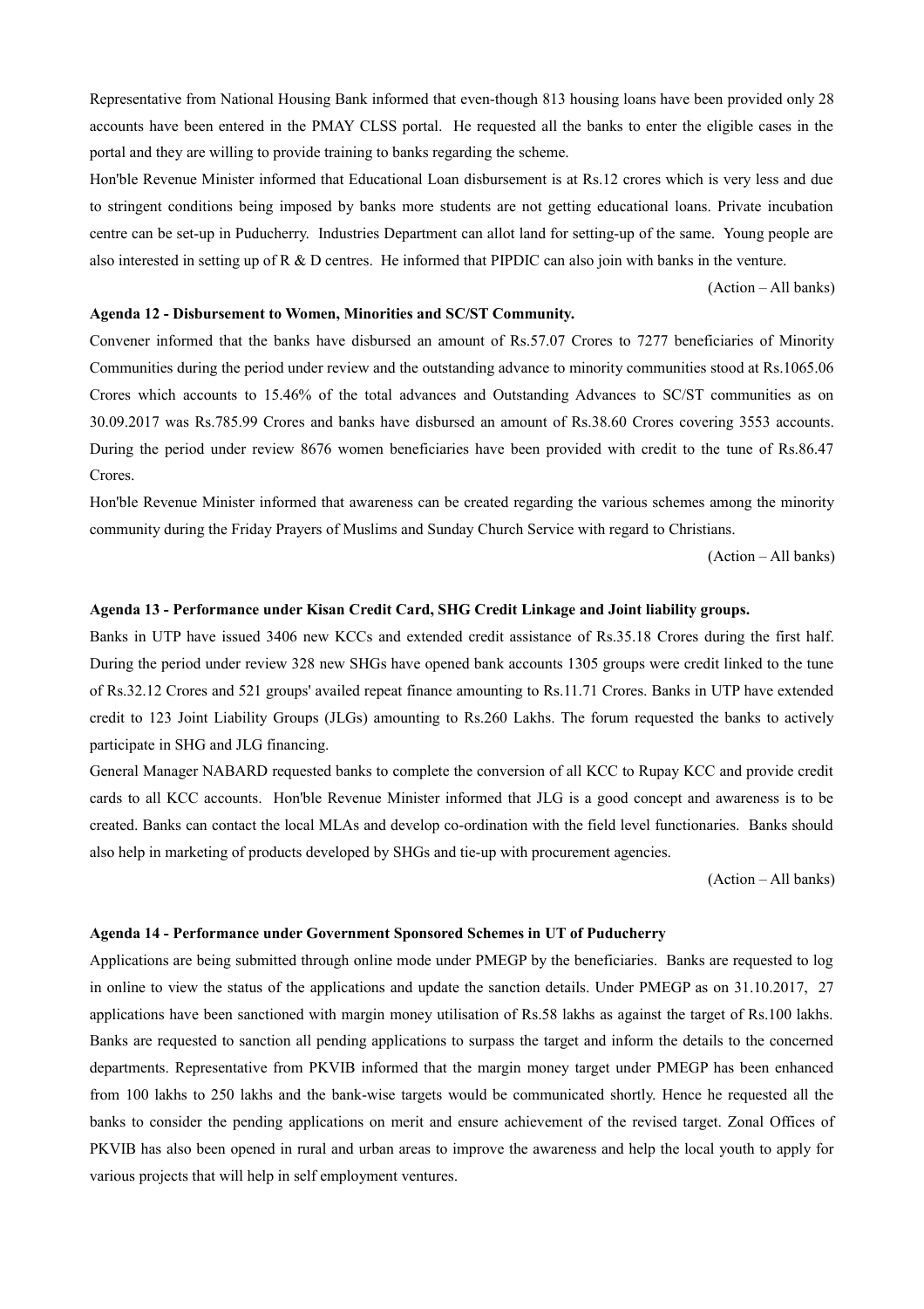Representative from National Housing Bank informed that even-though 813 housing loans have been provided only 28 accounts have been entered in the PMAY CLSS portal. He requested all the banks to enter the eligible cases in the portal and they are willing to provide training to banks regarding the scheme.

Hon'ble Revenue Minister informed that Educational Loan disbursement is at Rs.12 crores which is very less and due to stringent conditions being imposed by banks more students are not getting educational loans. Private incubation centre can be set-up in Puducherry. Industries Department can allot land for setting-up of the same. Young people are also interested in setting up of R & D centres. He informed that PIPDIC can also join with banks in the venture.

(Action – All banks)

**Agenda 12 - Disbursement to Women, Minorities and SC/ST Community.**

Convener informed that the banks have disbursed an amount of Rs.57.07 Crores to 7277 beneficiaries of Minority Communities during the period under review and the outstanding advance to minority communities stood at Rs.1065.06 Crores which accounts to 15.46% of the total advances and Outstanding Advances to SC/ST communities as on 30.09.2017 was Rs.785.99 Crores and banks have disbursed an amount of Rs.38.60 Crores covering 3553 accounts. During the period under review 8676 women beneficiaries have been provided with credit to the tune of Rs.86.47 Crores.

Hon'ble Revenue Minister informed that awareness can be created regarding the various schemes among the minority community during the Friday Prayers of Muslims and Sunday Church Service with regard to Christians.

(Action – All banks)

**Agenda 13 - Performance under Kisan Credit Card, SHG Credit Linkage and Joint liability groups.**

Banks in UTP have issued 3406 new KCCs and extended credit assistance of Rs.35.18 Crores during the first half. During the period under review 328 new SHGs have opened bank accounts 1305 groups were credit linked to the tune of Rs.32.12 Crores and 521 groups' availed repeat finance amounting to Rs.11.71 Crores. Banks in UTP have extended credit to 123 Joint Liability Groups (JLGs) amounting to Rs.260 Lakhs. The forum requested the banks to actively participate in SHG and JLG financing.

General Manager NABARD requested banks to complete the conversion of all KCC to Rupay KCC and provide credit cards to all KCC accounts. Hon'ble Revenue Minister informed that JLG is a good concept and awareness is to be created. Banks can contact the local MLAs and develop co-ordination with the field level functionaries. Banks should also help in marketing of products developed by SHGs and tie-up with procurement agencies.

(Action – All banks)

**Agenda 14 - Performance under Government Sponsored Schemes in UT of Puducherry**

Applications are being submitted through online mode under PMEGP by the beneficiaries. Banks are requested to log in online to view the status of the applications and update the sanction details. Under PMEGP as on 31.10.2017, 27 applications have been sanctioned with margin money utilisation of Rs.58 lakhs as against the target of Rs.100 lakhs. Banks are requested to sanction all pending applications to surpass the target and inform the details to the concerned departments. Representative from PKVIB informed that the margin money target under PMEGP has been enhanced from 100 lakhs to 250 lakhs and the bank-wise targets would be communicated shortly. Hence he requested all the banks to consider the pending applications on merit and ensure achievement of the revised target. Zonal Offices of PKVIB has also been opened in rural and urban areas to improve the awareness and help the local youth to apply for various projects that will help in self employment ventures.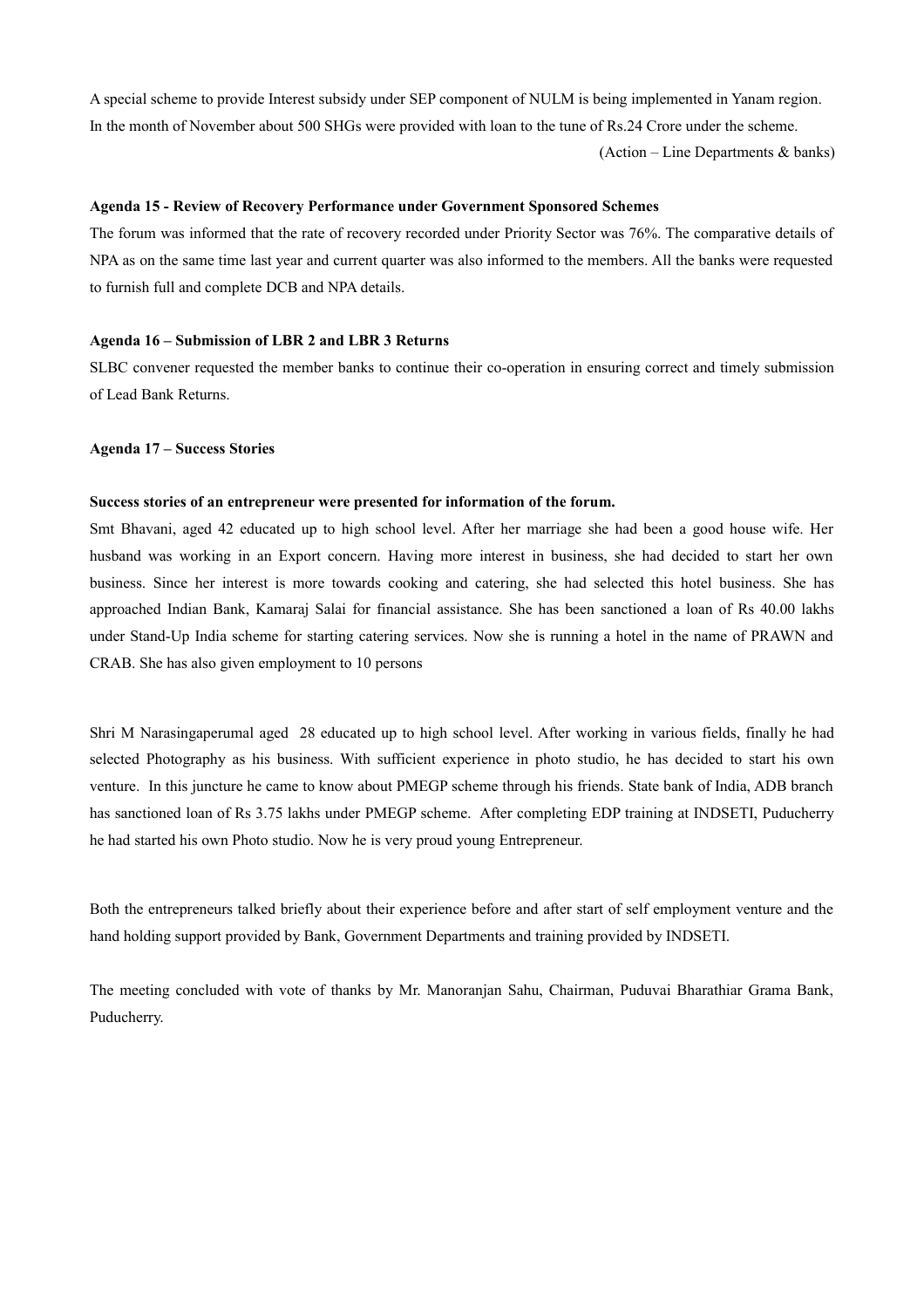A special scheme to provide Interest subsidy under SEP component of NULM is being implemented in Yanam region. In the month of November about 500 SHGs were provided with loan to the tune of Rs.24 Crore under the scheme.

(Action – Line Departments & banks)

**Agenda 15 - Review of Recovery Performance under Government Sponsored Schemes**

The forum was informed that the rate of recovery recorded under Priority Sector was 76%. The comparative details of NPA as on the same time last year and current quarter was also informed to the members. All the banks were requested to furnish full and complete DCB and NPA details.

**Agenda 16 – Submission of LBR 2 and LBR 3 Returns**

SLBC convener requested the member banks to continue their co-operation in ensuring correct and timely submission of Lead Bank Returns.

**Agenda 17 – Success Stories**

**Success stories of an entrepreneur were presented for information of the forum.**

Smt Bhavani, aged 42 educated up to high school level. After her marriage she had been a good house wife. Her husband was working in an Export concern. Having more interest in business, she had decided to start her own business. Since her interest is more towards cooking and catering, she had selected this hotel business. She has approached Indian Bank, Kamaraj Salai for financial assistance. She has been sanctioned a loan of Rs 40.00 lakhs under Stand-Up India scheme for starting catering services. Now she is running a hotel in the name of PRAWN and CRAB. She has also given employment to 10 persons

Shri M Narasingaperumal aged 28 educated up to high school level. After working in various fields, finally he had selected Photography as his business. With sufficient experience in photo studio, he has decided to start his own venture. In this juncture he came to know about PMEGP scheme through his friends. State bank of India, ADB branch has sanctioned loan of Rs 3.75 lakhs under PMEGP scheme. After completing EDP training at INDSETI, Puducherry he had started his own Photo studio. Now he is very proud young Entrepreneur.

Both the entrepreneurs talked briefly about their experience before and after start of self employment venture and the hand holding support provided by Bank, Government Departments and training provided by INDSETI.

The meeting concluded with vote of thanks by Mr. Manoranjan Sahu, Chairman, Puduvai Bharathiar Grama Bank, Puducherry.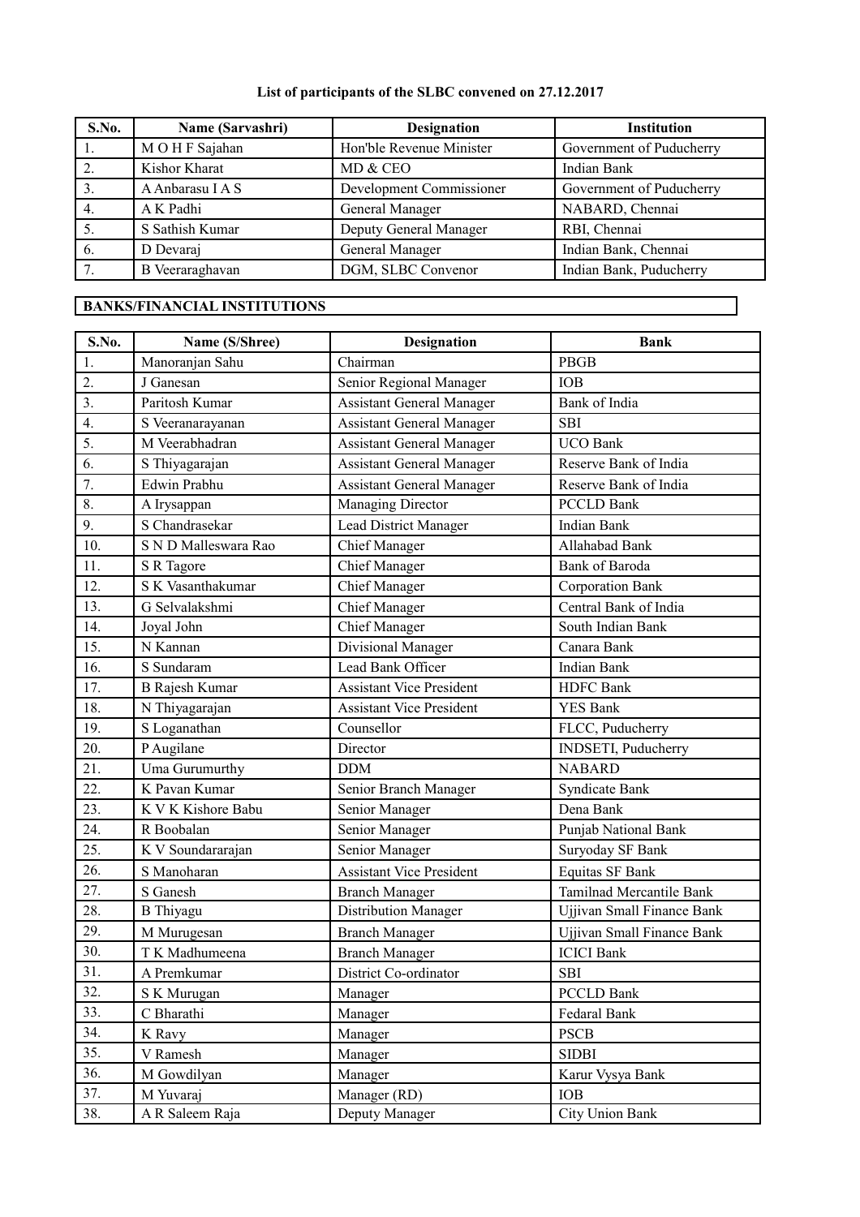**List of participants of the SLBC convened on 27.12.2017**

| S.No. | Name (Sarvashri) | Designation | Institution |
|---|---|---|---|
| 1. | M O H F Sajahan | Hon'ble Revenue Minister | Government of Puducherry |
| 2. | Kishor Kharat | MD & CEO | Indian Bank |
| 3. | A Anbarasu I A S | Development Commissioner | Government of Puducherry |
| 4. | A K Padhi | General Manager | NABARD, Chennai |
| 5. | S Sathish Kumar | Deputy General Manager | RBI, Chennai |
| 6. | D Devaraj | General Manager | Indian Bank, Chennai |
| 7. | B Veeraraghavan | DGM, SLBC Convenor | Indian Bank, Puducherry |

**BANKS/FINANCIAL INSTITUTIONS**

| S.No. | Name (S/Shree) | Designation | Bank |
|---|---|---|---|
| 1. | Manoranjan Sahu | Chairman | PBGB |
| 2. | J Ganesan | Senior Regional Manager | IOB |
| 3. | Paritosh Kumar | Assistant General Manager | Bank of India |
| 4. | S Veeranarayanan | Assistant General Manager | SBI |
| 5. | M Veerabhadran | Assistant General Manager | UCO Bank |
| 6. | S Thiyagarajan | Assistant General Manager | Reserve Bank of India |
| 7. | Edwin Prabhu | Assistant General Manager | Reserve Bank of India |
| 8. | A Irysappan | Managing Director | PCCLD Bank |
| 9. | S Chandrasekar | Lead District Manager | Indian Bank |
| 10. | S N D Malleswara Rao | Chief Manager | Allahabad Bank |
| 11. | S R Tagore | Chief Manager | Bank of Baroda |
| 12. | S K Vasanthakumar | Chief Manager | Corporation Bank |
| 13. | G Selvalakshmi | Chief Manager | Central Bank of India |
| 14. | Joyal John | Chief Manager | South Indian Bank |
| 15. | N Kannan | Divisional Manager | Canara Bank |
| 16. | S Sundaram | Lead Bank Officer | Indian Bank |
| 17. | B Rajesh Kumar | Assistant Vice President | HDFC Bank |
| 18. | N Thiyagarajan | Assistant Vice President | YES Bank |
| 19. | S Loganathan | Counsellor | FLCC, Puducherry |
| 20. | P Augilane | Director | INDSETI, Puducherry |
| 21. | Uma Gurumurthy | DDM | NABARD |
| 22. | K Pavan Kumar | Senior Branch Manager | Syndicate Bank |
| 23. | K V K Kishore Babu | Senior Manager | Dena Bank |
| 24. | R Boobalan | Senior Manager | Punjab National Bank |
| 25. | K V Soundararajan | Senior Manager | Suryoday SF Bank |
| 26. | S Manoharan | Assistant Vice President | Equitas SF Bank |
| 27. | S Ganesh | Branch Manager | Tamilnad Mercantile Bank |
| 28. | B Thiyagu | Distribution Manager | Ujjivan Small Finance Bank |
| 29. | M Murugesan | Branch Manager | Ujjivan Small Finance Bank |
| 30. | T K Madhumeena | Branch Manager | ICICI Bank |
| 31. | A Premkumar | District Co-ordinator | SBI |
| 32. | S K Murugan | Manager | PCCLD Bank |
| 33. | C Bharathi | Manager | Fedaral Bank |
| 34. | K Ravy | Manager | PSCB |
| 35. | V Ramesh | Manager | SIDBI |
| 36. | M Gowdilyan | Manager | Karur Vysya Bank |
| 37. | M Yuvaraj | Manager (RD) | IOB |
| 38. | A R Saleem Raja | Deputy Manager | City Union Bank |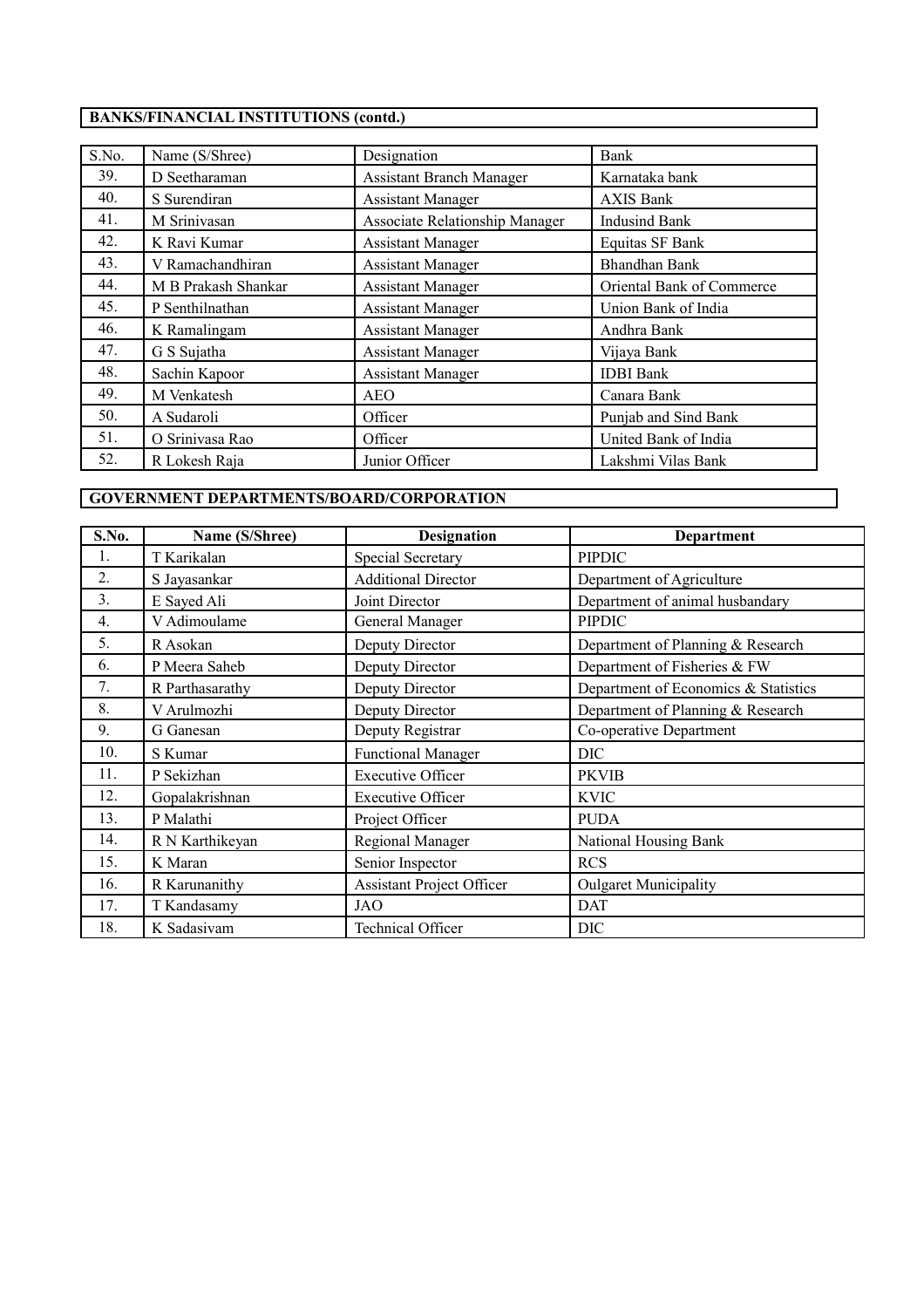**BANKS/FINANCIAL INSTITUTIONS (contd.)**

| S.No. | Name (S/Shree) | Designation | Bank |
|---|---|---|---|
| 39. | D Seetharaman | Assistant Branch Manager | Karnataka bank |
| 40. | S Surendiran | Assistant Manager | AXIS Bank |
| 41. | M Srinivasan | Associate Relationship Manager | Indusind Bank |
| 42. | K Ravi Kumar | Assistant Manager | Equitas SF Bank |
| 43. | V Ramachandhiran | Assistant Manager | Bhandhan Bank |
| 44. | M B Prakash Shankar | Assistant Manager | Oriental Bank of Commerce |
| 45. | P Senthilnathan | Assistant Manager | Union Bank of India |
| 46. | K Ramalingam | Assistant Manager | Andhra Bank |
| 47. | G S Sujatha | Assistant Manager | Vijaya Bank |
| 48. | Sachin Kapoor | Assistant Manager | IDBI Bank |
| 49. | M Venkatesh | AEO | Canara Bank |
| 50. | A Sudaroli | Officer | Punjab and Sind Bank |
| 51. | O Srinivasa Rao | Officer | United Bank of India |
| 52. | R Lokesh Raja | Junior Officer | Lakshmi Vilas Bank |

**GOVERNMENT DEPARTMENTS/BOARD/CORPORATION**

| S.No. | Name (S/Shree) | Designation | Department |
|---|---|---|---|
| 1. | T Karikalan | Special Secretary | PIPDIC |
| 2. | S Jayasankar | Additional Director | Department of Agriculture |
| 3. | E Sayed Ali | Joint Director | Department of animal husbandary |
| 4. | V Adimoulame | General Manager | PIPDIC |
| 5. | R Asokan | Deputy Director | Department of Planning & Research |
| 6. | P Meera Saheb | Deputy Director | Department of Fisheries & FW |
| 7. | R Parthasarathy | Deputy Director | Department of Economics & Statistics |
| 8. | V Arulmozhi | Deputy Director | Department of Planning & Research |
| 9. | G Ganesan | Deputy Registrar | Co-operative Department |
| 10. | S Kumar | Functional Manager | DIC |
| 11. | P Sekizhan | Executive Officer | PKVIB |
| 12. | Gopalakrishnan | Executive Officer | KVIC |
| 13. | P Malathi | Project Officer | PUDA |
| 14. | R N Karthikeyan | Regional Manager | National Housing Bank |
| 15. | K Maran | Senior Inspector | RCS |
| 16. | R Karunanithy | Assistant Project Officer | Oulgaret Municipality |
| 17. | T Kandasamy | JAO | DAT |
| 18. | K Sadasivam | Technical Officer | DIC |